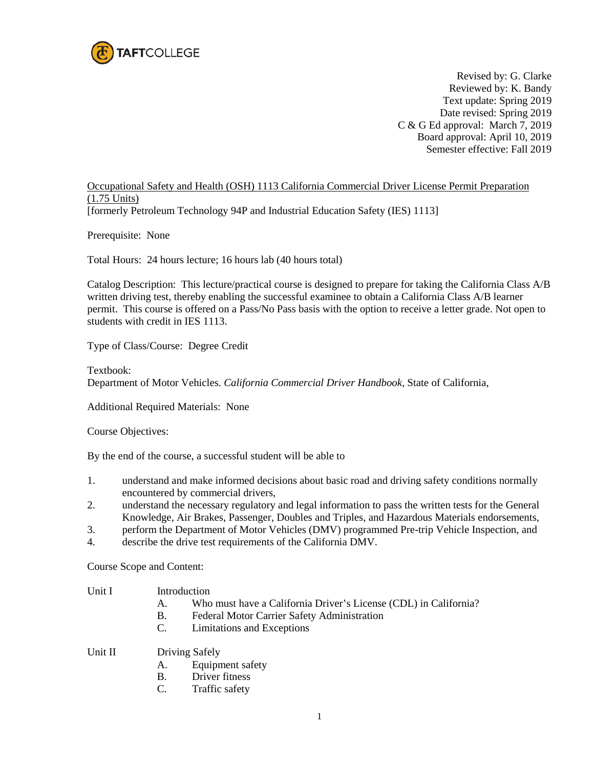TAFTCOLLEGE

Revised by: G. Clarke
Reviewed by: K. Bandy
Text update: Spring 2019
Date revised: Spring 2019
C & G Ed approval: March 7, 2019
Board approval: April 10, 2019
Semester effective: Fall 2019

Occupational Safety and Health (OSH) 1113 California Commercial Driver License Permit Preparation (1.75 Units)
[formerly Petroleum Technology 94P and Industrial Education Safety (IES) 1113]

Prerequisite: None

Total Hours: 24 hours lecture; 16 hours lab (40 hours total)

Catalog Description: This lecture/practical course is designed to prepare for taking the California Class A/B written driving test, thereby enabling the successful examinee to obtain a California Class A/B learner permit. This course is offered on a Pass/No Pass basis with the option to receive a letter grade. Not open to students with credit in IES 1113.

Type of Class/Course: Degree Credit

Textbook:
Department of Motor Vehicles. *California Commercial Driver Handbook*, State of California,

Additional Required Materials: None

Course Objectives:

By the end of the course, a successful student will be able to

1. understand and make informed decisions about basic road and driving safety conditions normally encountered by commercial drivers,
2. understand the necessary regulatory and legal information to pass the written tests for the General Knowledge, Air Brakes, Passenger, Doubles and Triples, and Hazardous Materials endorsements,
3. perform the Department of Motor Vehicles (DMV) programmed Pre-trip Vehicle Inspection, and
4. describe the drive test requirements of the California DMV.

Course Scope and Content:

Unit I Introduction
- A. Who must have a California Driver's License (CDL) in California?
- B. Federal Motor Carrier Safety Administration
- C. Limitations and Exceptions

Unit II Driving Safely
- A. Equipment safety
- B. Driver fitness
- C. Traffic safety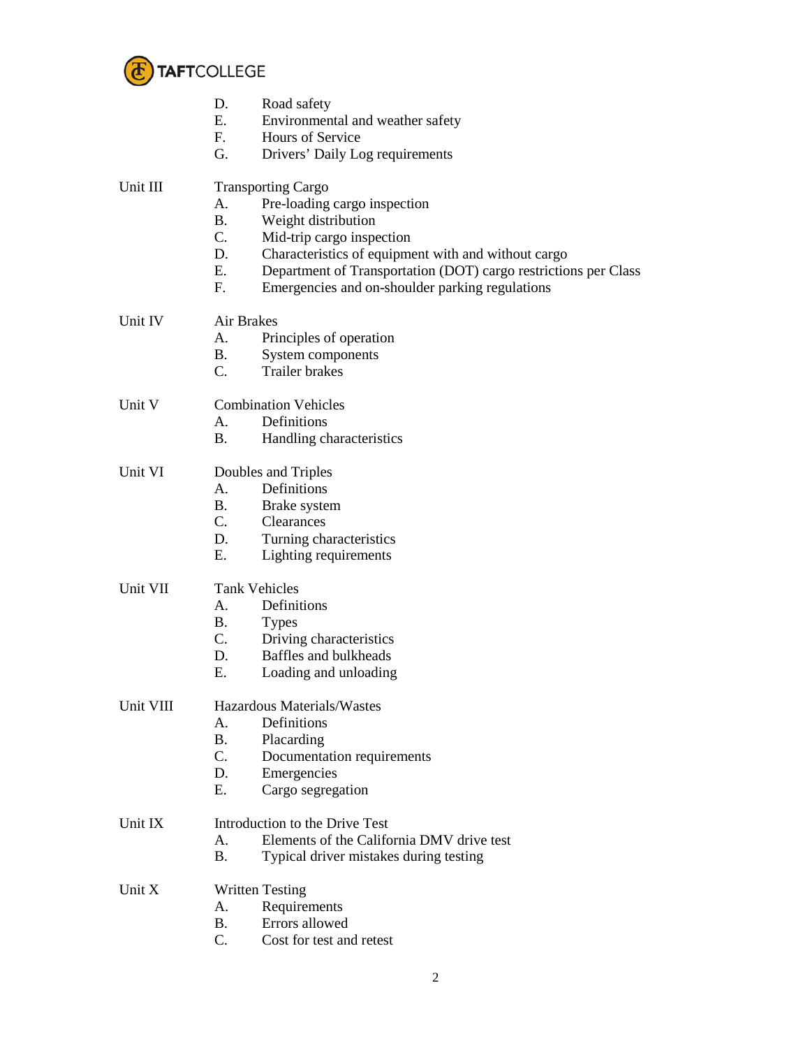D. Road safety
E. Environmental and weather safety
F. Hours of Service
G. Drivers' Daily Log requirements

Unit III — Transporting Cargo

A. Pre-loading cargo inspection
B. Weight distribution
C. Mid-trip cargo inspection
D. Characteristics of equipment with and without cargo
E. Department of Transportation (DOT) cargo restrictions per Class
F. Emergencies and on-shoulder parking regulations

Unit IV — Air Brakes

A. Principles of operation
B. System components
C. Trailer brakes

Unit V — Combination Vehicles

A. Definitions
B. Handling characteristics

Unit VI — Doubles and Triples

A. Definitions
B. Brake system
C. Clearances
D. Turning characteristics
E. Lighting requirements

Unit VII — Tank Vehicles

A. Definitions
B. Types
C. Driving characteristics
D. Baffles and bulkheads
E. Loading and unloading

Unit VIII — Hazardous Materials/Wastes

A. Definitions
B. Placarding
C. Documentation requirements
D. Emergencies
E. Cargo segregation

Unit IX — Introduction to the Drive Test

A. Elements of the California DMV drive test
B. Typical driver mistakes during testing

Unit X — Written Testing

A. Requirements
B. Errors allowed
C. Cost for test and retest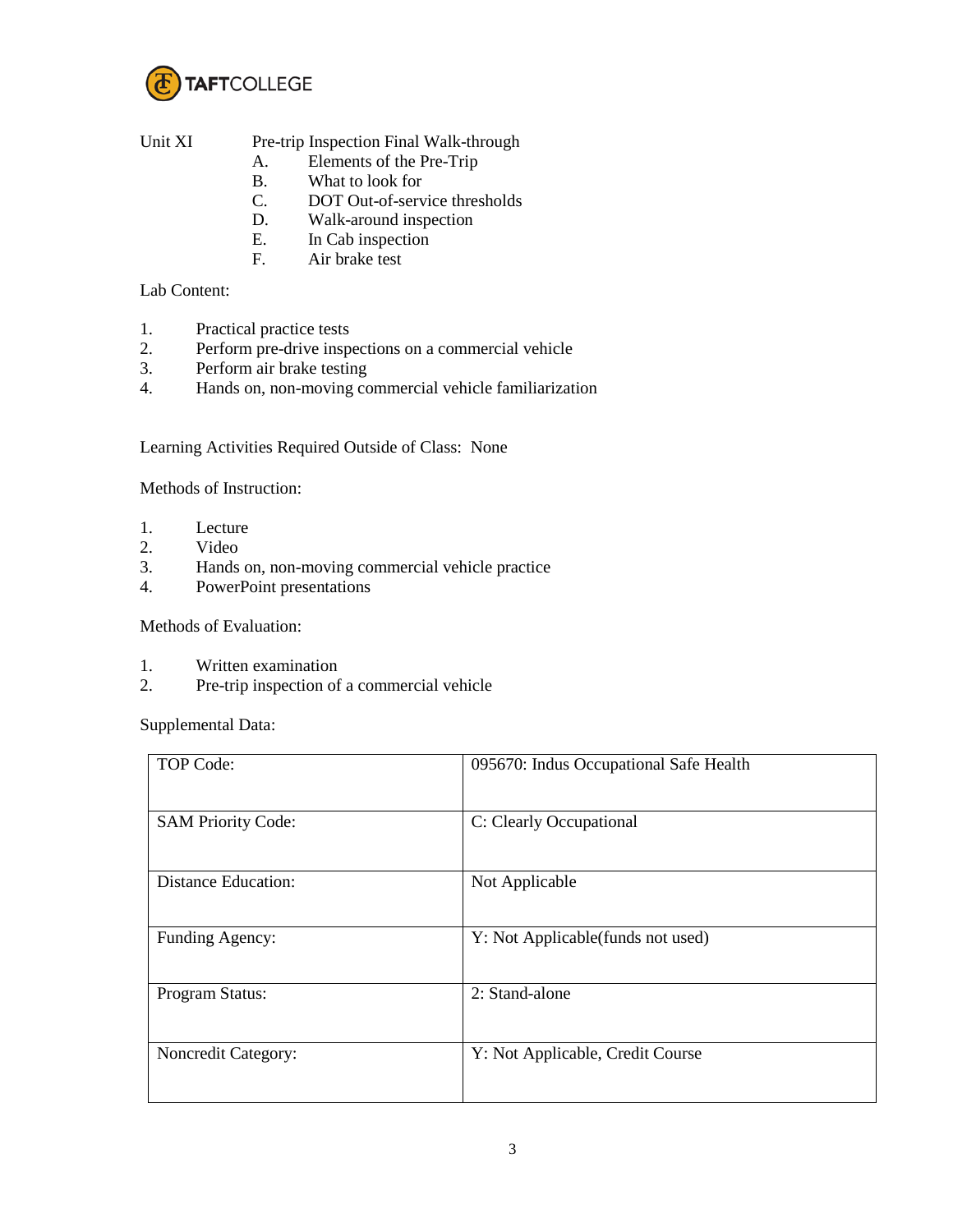Unit XI Pre-trip Inspection Final Walk-through

- A. Elements of the Pre-Trip
- B. What to look for
- C. DOT Out-of-service thresholds
- D. Walk-around inspection
- E. In Cab inspection
- F. Air brake test

Lab Content:

1. Practical practice tests
2. Perform pre-drive inspections on a commercial vehicle
3. Perform air brake testing
4. Hands on, non-moving commercial vehicle familiarization

Learning Activities Required Outside of Class: None

Methods of Instruction:

1. Lecture
2. Video
3. Hands on, non-moving commercial vehicle practice
4. PowerPoint presentations

Methods of Evaluation:

1. Written examination
2. Pre-trip inspection of a commercial vehicle

Supplemental Data:

| | |
|---|---|
| TOP Code: | 095670: Indus Occupational Safe Health |
| SAM Priority Code: | C: Clearly Occupational |
| Distance Education: | Not Applicable |
| Funding Agency: | Y: Not Applicable(funds not used) |
| Program Status: | 2: Stand-alone |
| Noncredit Category: | Y: Not Applicable, Credit Course |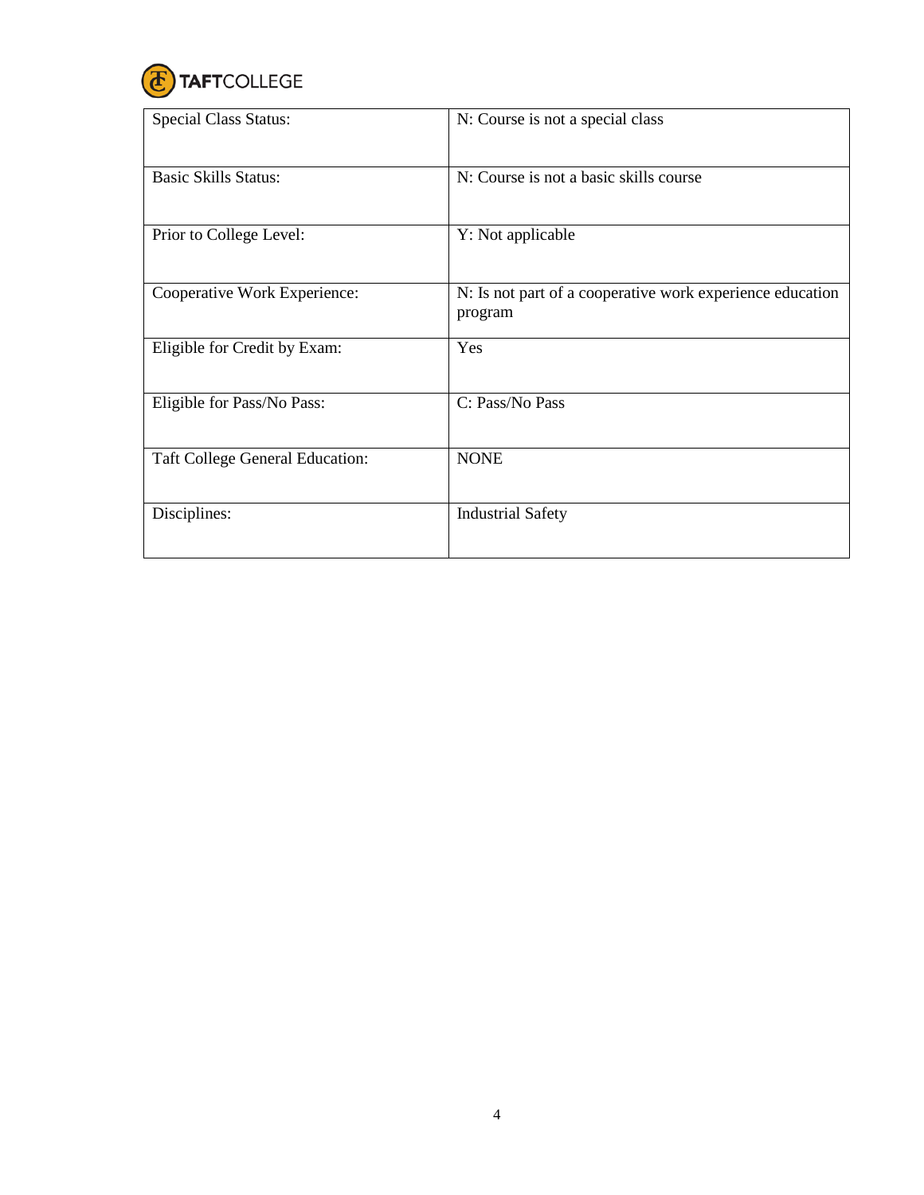| | |
|---|---|
| Special Class Status: | N: Course is not a special class |
| Basic Skills Status: | N: Course is not a basic skills course |
| Prior to College Level: | Y: Not applicable |
| Cooperative Work Experience: | N: Is not part of a cooperative work experience education program |
| Eligible for Credit by Exam: | Yes |
| Eligible for Pass/No Pass: | C: Pass/No Pass |
| Taft College General Education: | NONE |
| Disciplines: | Industrial Safety |